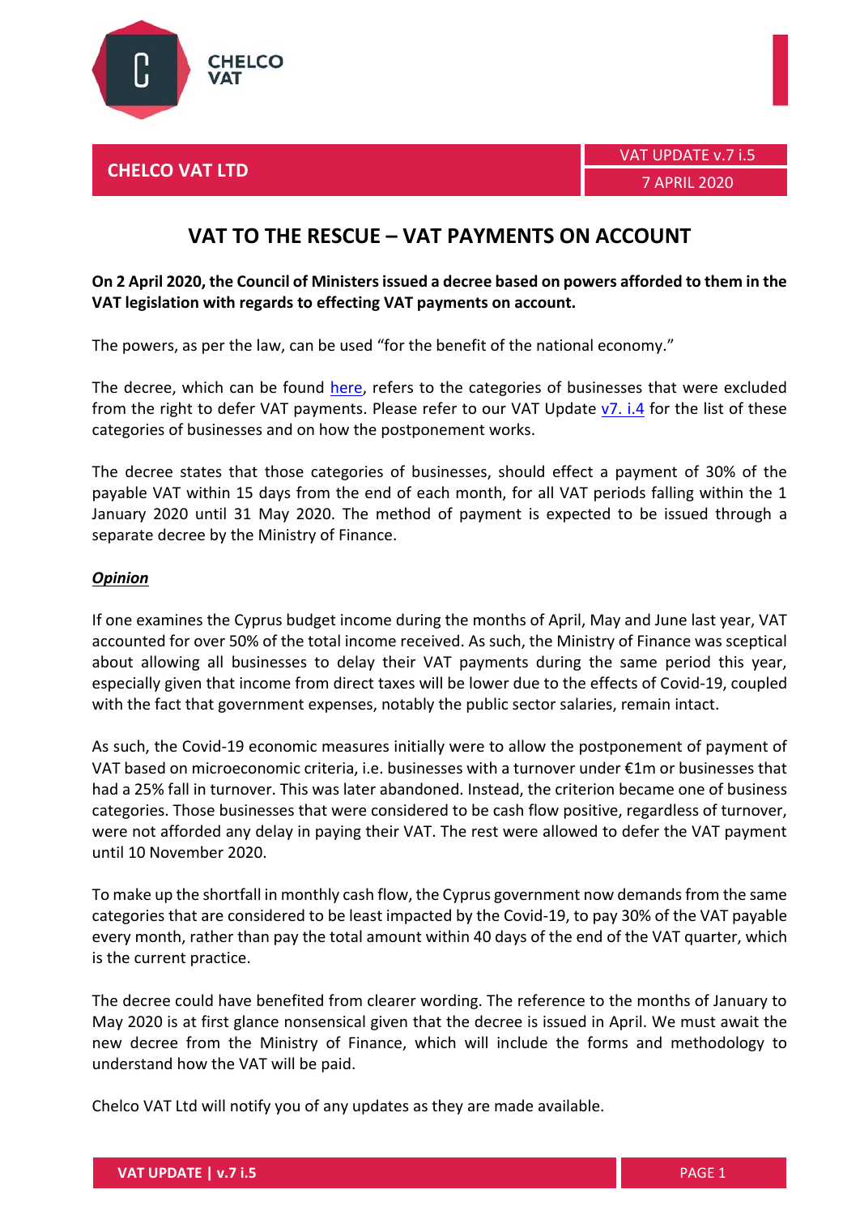CHELCO VAT

**CHELCO VAT LTD**

VAT UPDATE v.7 i.5

7 APRIL 2020

# VAT TO THE RESCUE – VAT PAYMENTS ON ACCOUNT

**On 2 April 2020, the Council of Ministers issued a decree based on powers afforded to them in the VAT legislation with regards to effecting VAT payments on account.**

The powers, as per the law, can be used "for the benefit of the national economy."

The decree, which can be found here, refers to the categories of businesses that were excluded from the right to defer VAT payments. Please refer to our VAT Update v7. i.4 for the list of these categories of businesses and on how the postponement works.

The decree states that those categories of businesses, should effect a payment of 30% of the payable VAT within 15 days from the end of each month, for all VAT periods falling within the 1 January 2020 until 31 May 2020. The method of payment is expected to be issued through a separate decree by the Ministry of Finance.

***Opinion***

If one examines the Cyprus budget income during the months of April, May and June last year, VAT accounted for over 50% of the total income received. As such, the Ministry of Finance was sceptical about allowing all businesses to delay their VAT payments during the same period this year, especially given that income from direct taxes will be lower due to the effects of Covid-19, coupled with the fact that government expenses, notably the public sector salaries, remain intact.

As such, the Covid-19 economic measures initially were to allow the postponement of payment of VAT based on microeconomic criteria, i.e. businesses with a turnover under €1m or businesses that had a 25% fall in turnover. This was later abandoned. Instead, the criterion became one of business categories. Those businesses that were considered to be cash flow positive, regardless of turnover, were not afforded any delay in paying their VAT. The rest were allowed to defer the VAT payment until 10 November 2020.

To make up the shortfall in monthly cash flow, the Cyprus government now demands from the same categories that are considered to be least impacted by the Covid-19, to pay 30% of the VAT payable every month, rather than pay the total amount within 40 days of the end of the VAT quarter, which is the current practice.

The decree could have benefited from clearer wording. The reference to the months of January to May 2020 is at first glance nonsensical given that the decree is issued in April. We must await the new decree from the Ministry of Finance, which will include the forms and methodology to understand how the VAT will be paid.

Chelco VAT Ltd will notify you of any updates as they are made available.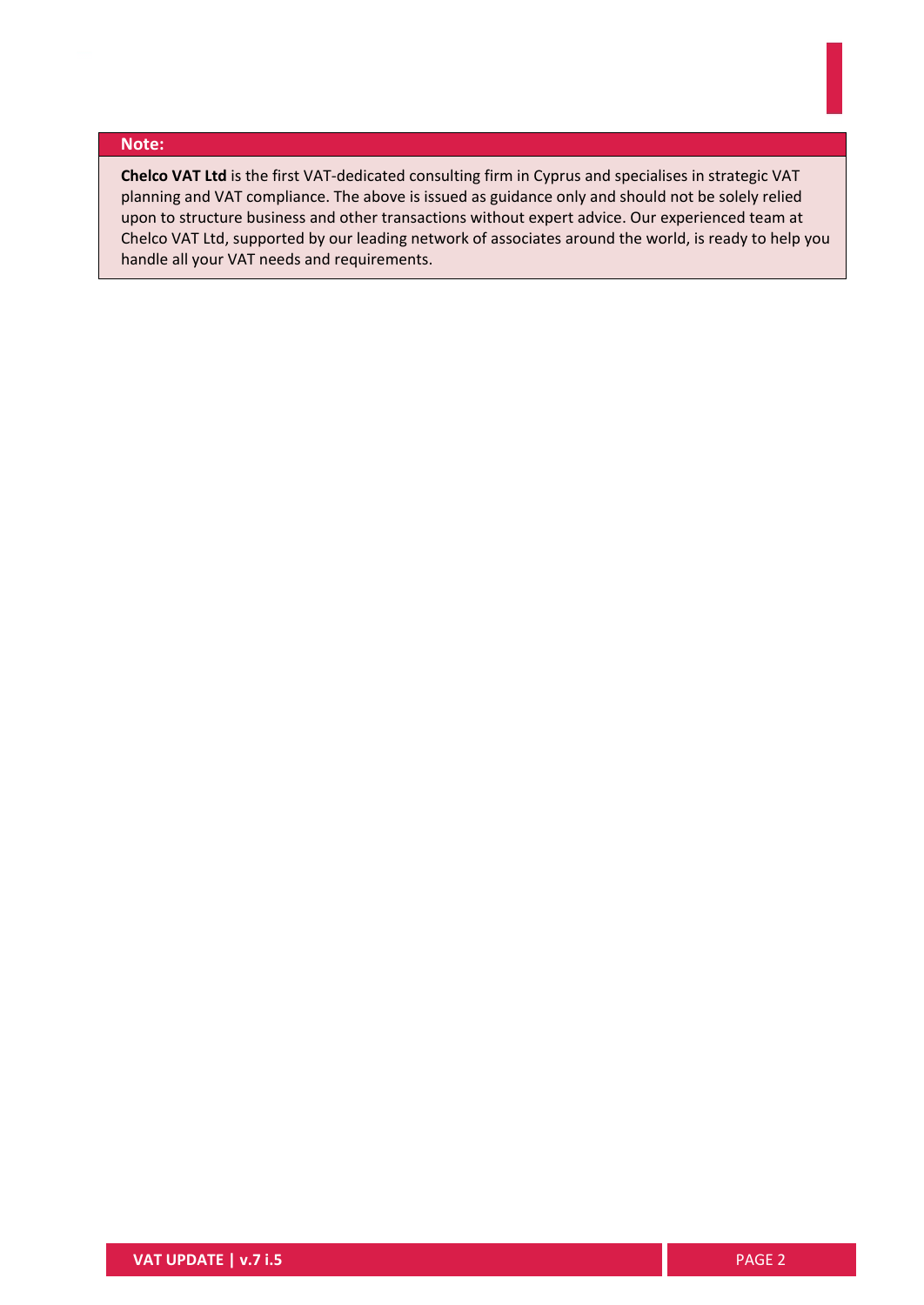**Note:**

**Chelco VAT Ltd** is the first VAT-dedicated consulting firm in Cyprus and specialises in strategic VAT planning and VAT compliance. The above is issued as guidance only and should not be solely relied upon to structure business and other transactions without expert advice. Our experienced team at Chelco VAT Ltd, supported by our leading network of associates around the world, is ready to help you handle all your VAT needs and requirements.